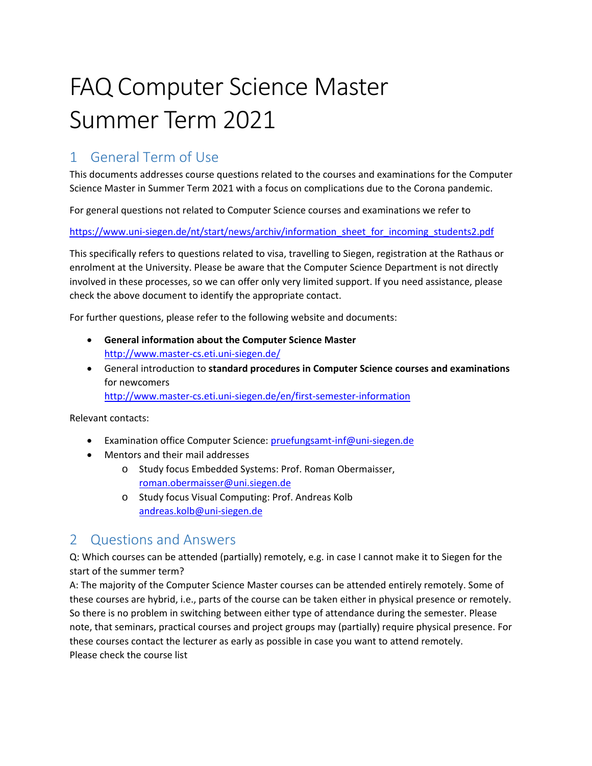# FAQ Computer Science Master Summer Term 2021

## 1 General Term of Use

This documents addresses course questions related to the courses and examinations for the Computer Science Master in Summer Term 2021 with a focus on complications due to the Corona pandemic.

For general questions not related to Computer Science courses and examinations we refer to

https://www.uni-siegen.de/nt/start/news/archiv/information_sheet_for_incoming_students2.pdf

This specifically refers to questions related to visa, travelling to Siegen, registration at the Rathaus or enrolment at the University. Please be aware that the Computer Science Department is not directly involved in these processes, so we can offer only very limited support. If you need assistance, please check the above document to identify the appropriate contact.

For further questions, please refer to the following website and documents:

- **General information about the Computer Science Master**
  http://www.master-cs.eti.uni-siegen.de/
- General introduction to **standard procedures in Computer Science courses and examinations** for newcomers
  http://www.master-cs.eti.uni-siegen.de/en/first-semester-information

Relevant contacts:

- Examination office Computer Science: pruefungsamt-inf@uni-siegen.de
- Mentors and their mail addresses
  - Study focus Embedded Systems: Prof. Roman Obermaisser, roman.obermaisser@uni.siegen.de
  - Study focus Visual Computing: Prof. Andreas Kolb andreas.kolb@uni-siegen.de

## 2 Questions and Answers

Q: Which courses can be attended (partially) remotely, e.g. in case I cannot make it to Siegen for the start of the summer term?
A: The majority of the Computer Science Master courses can be attended entirely remotely. Some of these courses are hybrid, i.e., parts of the course can be taken either in physical presence or remotely. So there is no problem in switching between either type of attendance during the semester. Please note, that seminars, practical courses and project groups may (partially) require physical presence. For these courses contact the lecturer as early as possible in case you want to attend remotely.
Please check the course list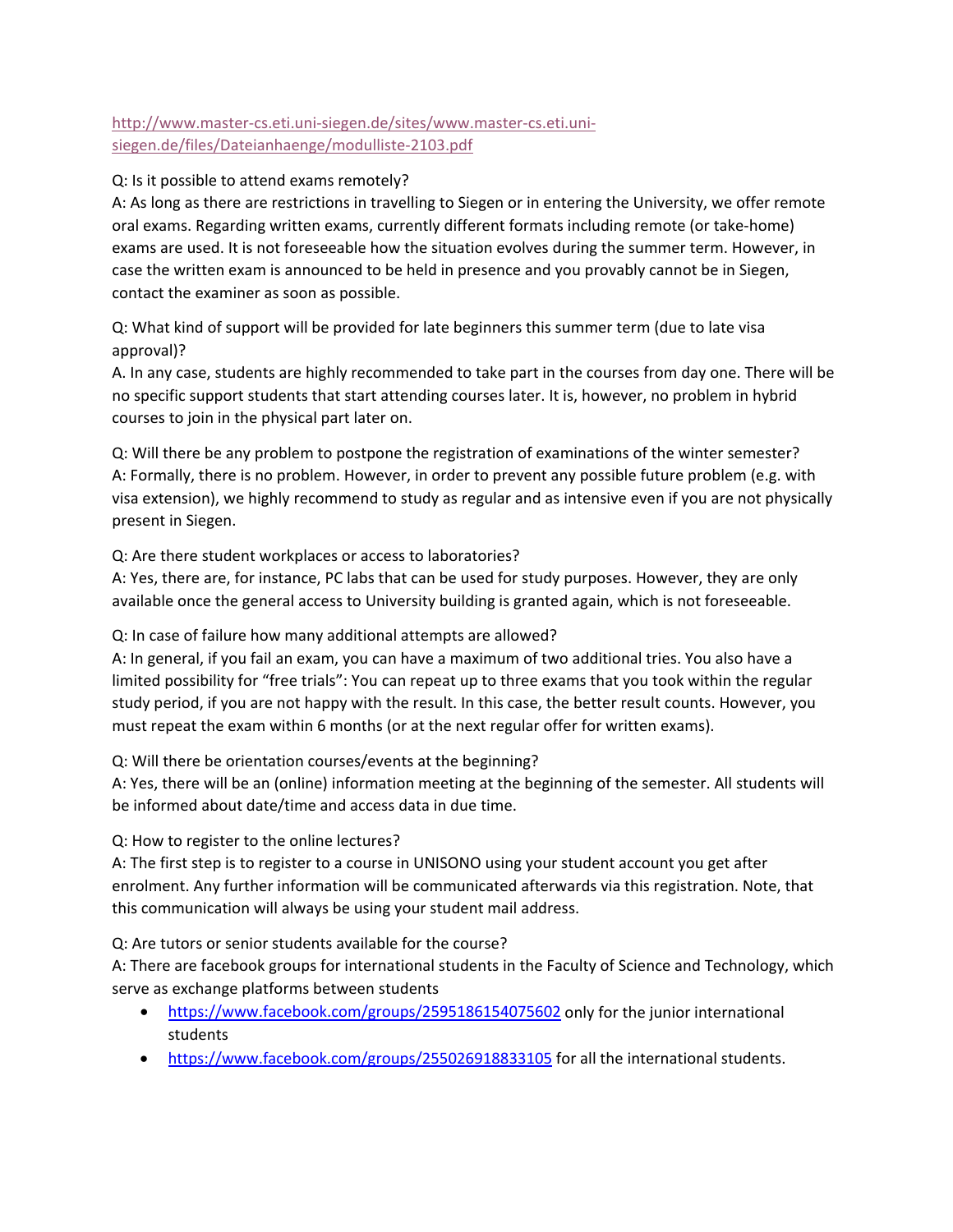http://www.master-cs.eti.uni-siegen.de/sites/www.master-cs.eti.uni-siegen.de/files/Dateianhaenge/modulliste-2103.pdf

Q: Is it possible to attend exams remotely?
A: As long as there are restrictions in travelling to Siegen or in entering the University, we offer remote oral exams. Regarding written exams, currently different formats including remote (or take-home) exams are used. It is not foreseeable how the situation evolves during the summer term. However, in case the written exam is announced to be held in presence and you provably cannot be in Siegen, contact the examiner as soon as possible.

Q: What kind of support will be provided for late beginners this summer term (due to late visa approval)?
A. In any case, students are highly recommended to take part in the courses from day one. There will be no specific support students that start attending courses later. It is, however, no problem in hybrid courses to join in the physical part later on.

Q: Will there be any problem to postpone the registration of examinations of the winter semester?
A: Formally, there is no problem. However, in order to prevent any possible future problem (e.g. with visa extension), we highly recommend to study as regular and as intensive even if you are not physically present in Siegen.

Q: Are there student workplaces or access to laboratories?
A: Yes, there are, for instance, PC labs that can be used for study purposes. However, they are only available once the general access to University building is granted again, which is not foreseeable.

Q: In case of failure how many additional attempts are allowed?
A: In general, if you fail an exam, you can have a maximum of two additional tries. You also have a limited possibility for “free trials”: You can repeat up to three exams that you took within the regular study period, if you are not happy with the result. In this case, the better result counts. However, you must repeat the exam within 6 months (or at the next regular offer for written exams).

Q: Will there be orientation courses/events at the beginning?
A: Yes, there will be an (online) information meeting at the beginning of the semester. All students will be informed about date/time and access data in due time.

Q: How to register to the online lectures?
A: The first step is to register to a course in UNISONO using your student account you get after enrolment. Any further information will be communicated afterwards via this registration. Note, that this communication will always be using your student mail address.

Q: Are tutors or senior students available for the course?
A: There are facebook groups for international students in the Faculty of Science and Technology, which serve as exchange platforms between students

- https://www.facebook.com/groups/2595186154075602 only for the junior international students
- https://www.facebook.com/groups/255026918833105 for all the international students.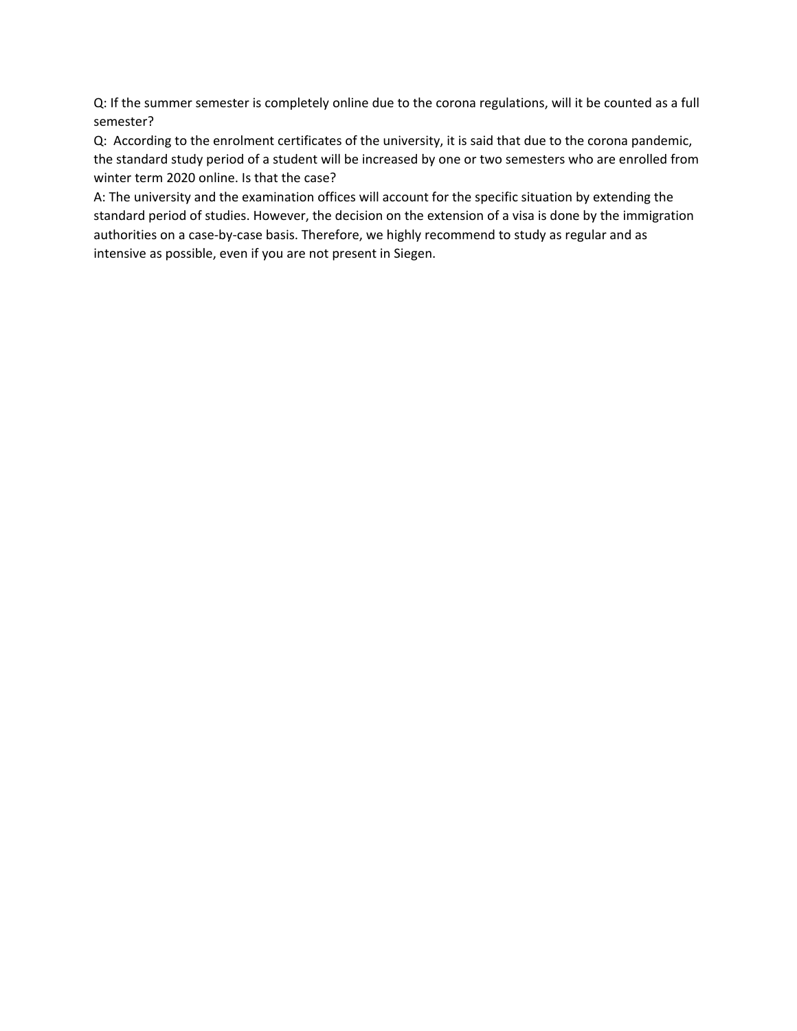Q: If the summer semester is completely online due to the corona regulations, will it be counted as a full semester?

Q: According to the enrolment certificates of the university, it is said that due to the corona pandemic, the standard study period of a student will be increased by one or two semesters who are enrolled from winter term 2020 online. Is that the case?

A: The university and the examination offices will account for the specific situation by extending the standard period of studies. However, the decision on the extension of a visa is done by the immigration authorities on a case-by-case basis. Therefore, we highly recommend to study as regular and as intensive as possible, even if you are not present in Siegen.